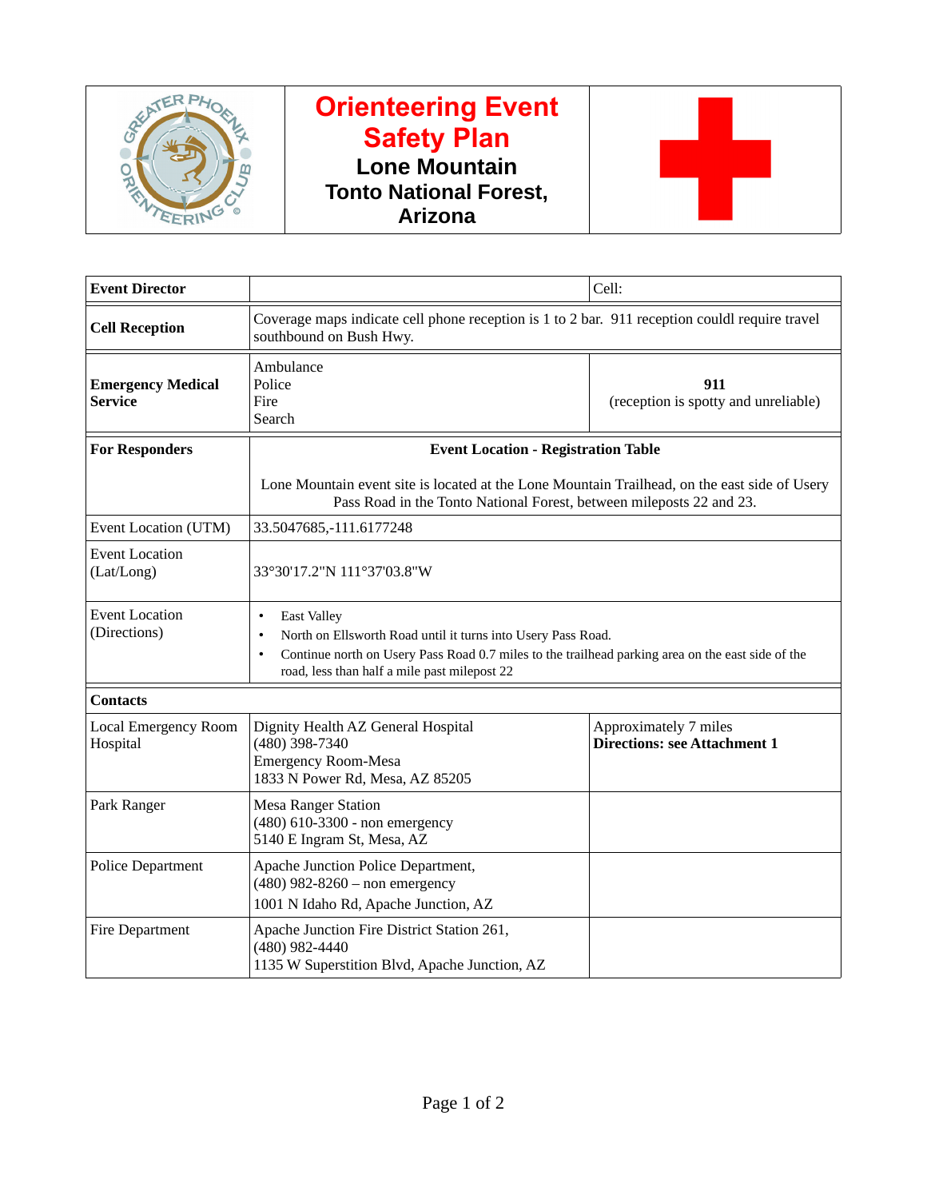# Orienteering Event Safety Plan

## Lone Mountain Tonto National Forest, Arizona

| Event Director | | Cell: |
|---|---|---|
| **Cell Reception** | Coverage maps indicate cell phone reception is 1 to 2 bar. 911 reception couldl require travel southbound on Bush Hwy. | |
| **Emergency Medical Service** | Ambulance<br>Police<br>Fire<br>Search | **911**<br>(reception is spotty and unreliable) |
| **For Responders** | **Event Location - Registration Table**<br><br>Lone Mountain event site is located at the Lone Mountain Trailhead, on the east side of Usery Pass Road in the Tonto National Forest, between mileposts 22 and 23. | |
| Event Location (UTM) | 33.5047685,-111.6177248 | |
| Event Location (Lat/Long) | 33°30'17.2"N 111°37'03.8"W | |
| Event Location (Directions) | • East Valley<br>• North on Ellsworth Road until it turns into Usery Pass Road.<br>• Continue north on Usery Pass Road 0.7 miles to the trailhead parking area on the east side of the road, less than half a mile past milepost 22 | |
| **Contacts** | | |
| Local Emergency Room Hospital | Dignity Health AZ General Hospital<br>(480) 398-7340<br>Emergency Room-Mesa<br>1833 N Power Rd, Mesa, AZ 85205 | Approximately 7 miles<br>**Directions: see Attachment 1** |
| Park Ranger | Mesa Ranger Station<br>(480) 610-3300 - non emergency<br>5140 E Ingram St, Mesa, AZ | |
| Police Department | Apache Junction Police Department,<br>(480) 982-8260 – non emergency<br>1001 N Idaho Rd, Apache Junction, AZ | |
| Fire Department | Apache Junction Fire District Station 261,<br>(480) 982-4440<br>1135 W Superstition Blvd, Apache Junction, AZ | |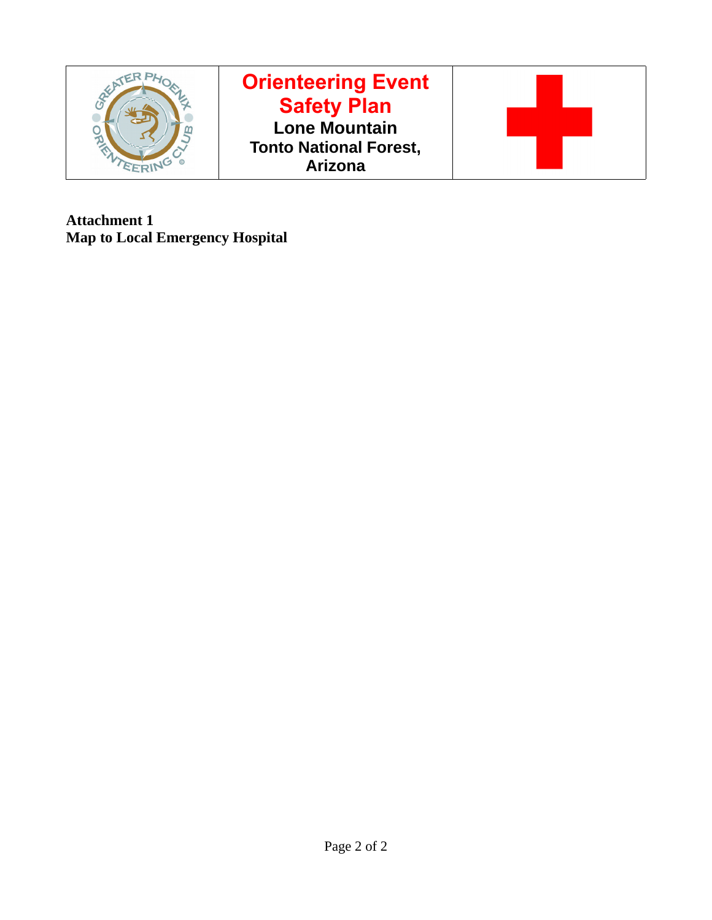| | Orienteering Event Safety Plan<br>Lone Mountain<br>Tonto National Forest, Arizona | |
|---|---|---|

**Attachment 1**
**Map to Local Emergency Hospital**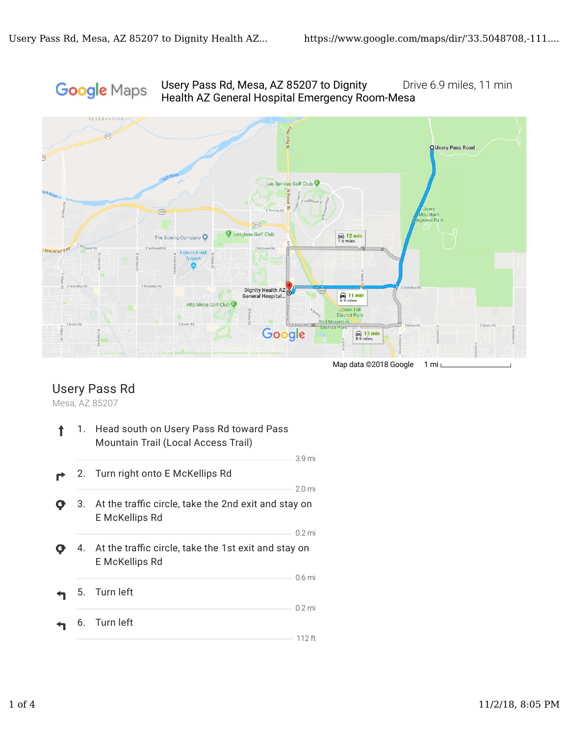**Google Maps** Usery Pass Rd, Mesa, AZ 85207 to Dignity Health AZ General Hospital Emergency Room-Mesa

Drive 6.9 miles, 11 min

Map data ©2018 Google 1 mi

## Usery Pass Rd

Mesa, AZ 85207

1. Head south on Usery Pass Rd toward Pass Mountain Trail (Local Access Trail)

   3.9 mi

2. Turn right onto E McKellips Rd

   2.0 mi

3. At the traffic circle, take the 2nd exit and stay on E McKellips Rd

   0.2 mi

4. At the traffic circle, take the 1st exit and stay on E McKellips Rd

   0.6 mi

5. Turn left

   0.2 mi

6. Turn left

   112 ft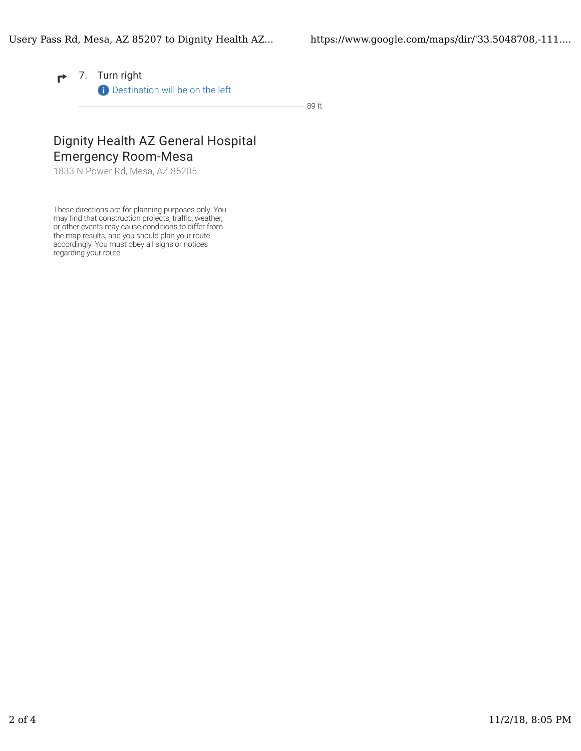7. Turn right

   Destination will be on the left

   89 ft

## Dignity Health AZ General Hospital Emergency Room-Mesa

1833 N Power Rd, Mesa, AZ 85205

These directions are for planning purposes only. You may find that construction projects, traffic, weather, or other events may cause conditions to differ from the map results, and you should plan your route accordingly. You must obey all signs or notices regarding your route.